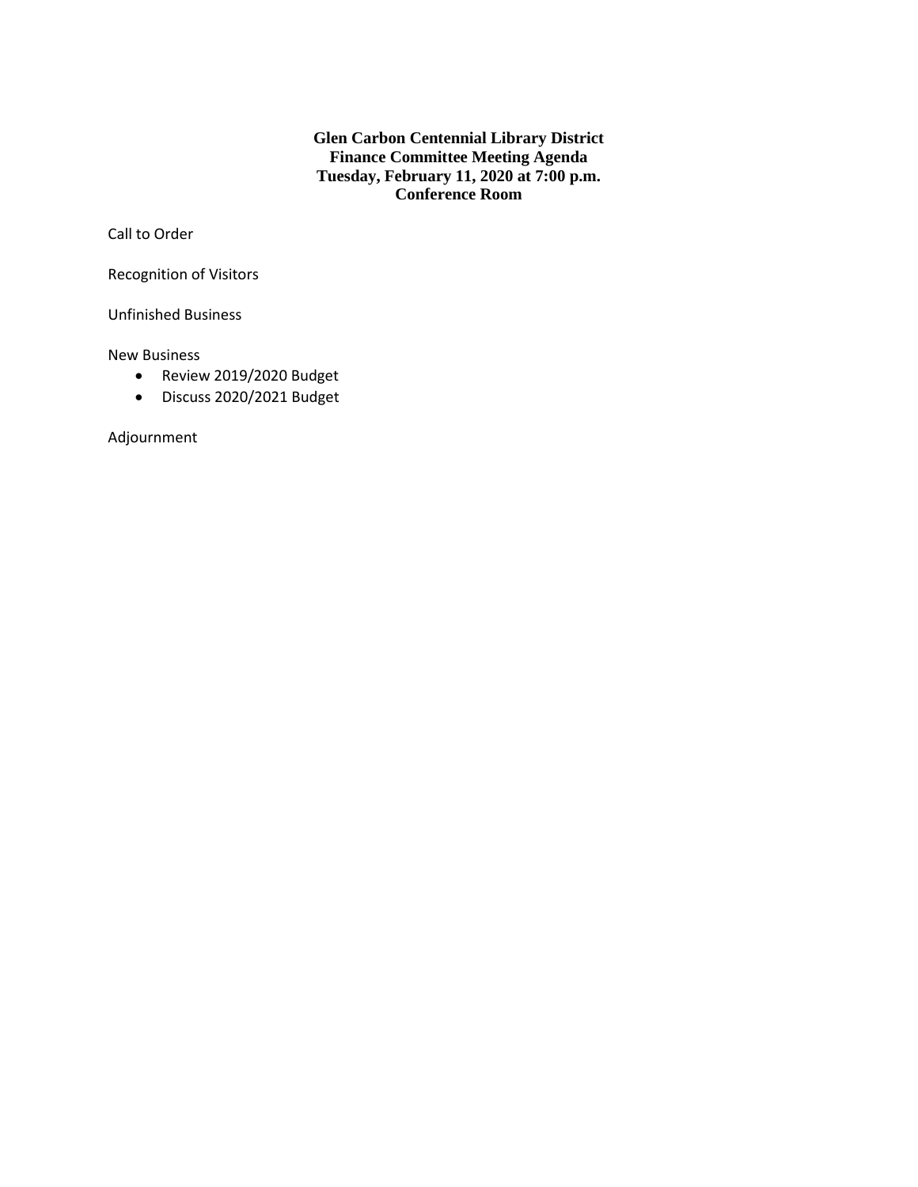**Glen Carbon Centennial Library District**
**Finance Committee Meeting Agenda**
**Tuesday, February 11, 2020 at 7:00 p.m.**
**Conference Room**

Call to Order

Recognition of Visitors

Unfinished Business

New Business

- Review 2019/2020 Budget
- Discuss 2020/2021 Budget

Adjournment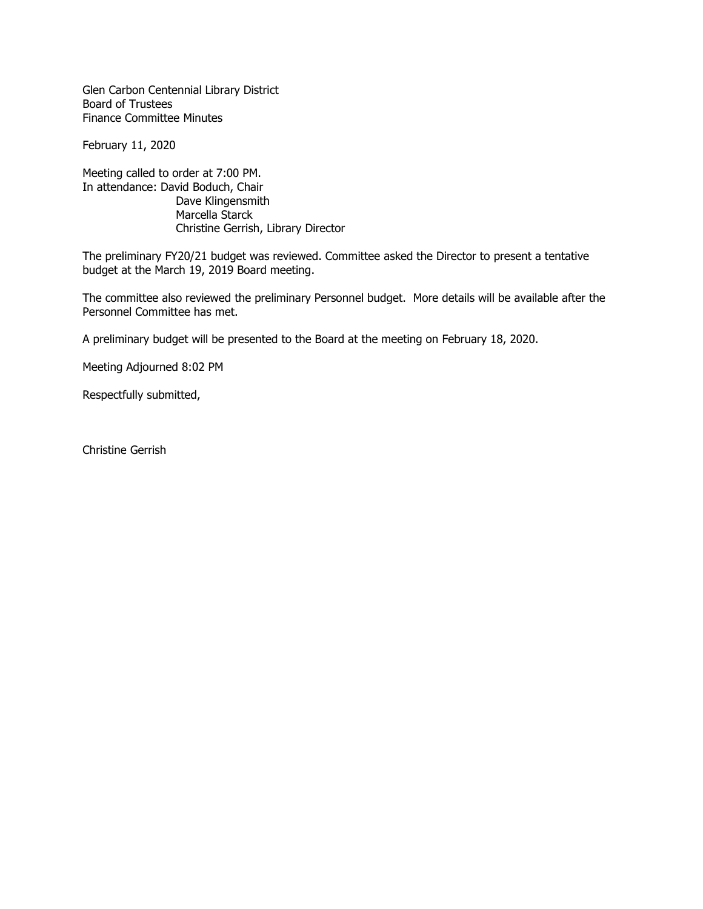Glen Carbon Centennial Library District
Board of Trustees
Finance Committee Minutes

February 11, 2020

Meeting called to order at 7:00 PM.
In attendance: David Boduch, Chair
Dave Klingensmith
Marcella Starck
Christine Gerrish, Library Director

The preliminary FY20/21 budget was reviewed. Committee asked the Director to present a tentative budget at the March 19, 2019 Board meeting.

The committee also reviewed the preliminary Personnel budget. More details will be available after the Personnel Committee has met.

A preliminary budget will be presented to the Board at the meeting on February 18, 2020.

Meeting Adjourned 8:02 PM

Respectfully submitted,

Christine Gerrish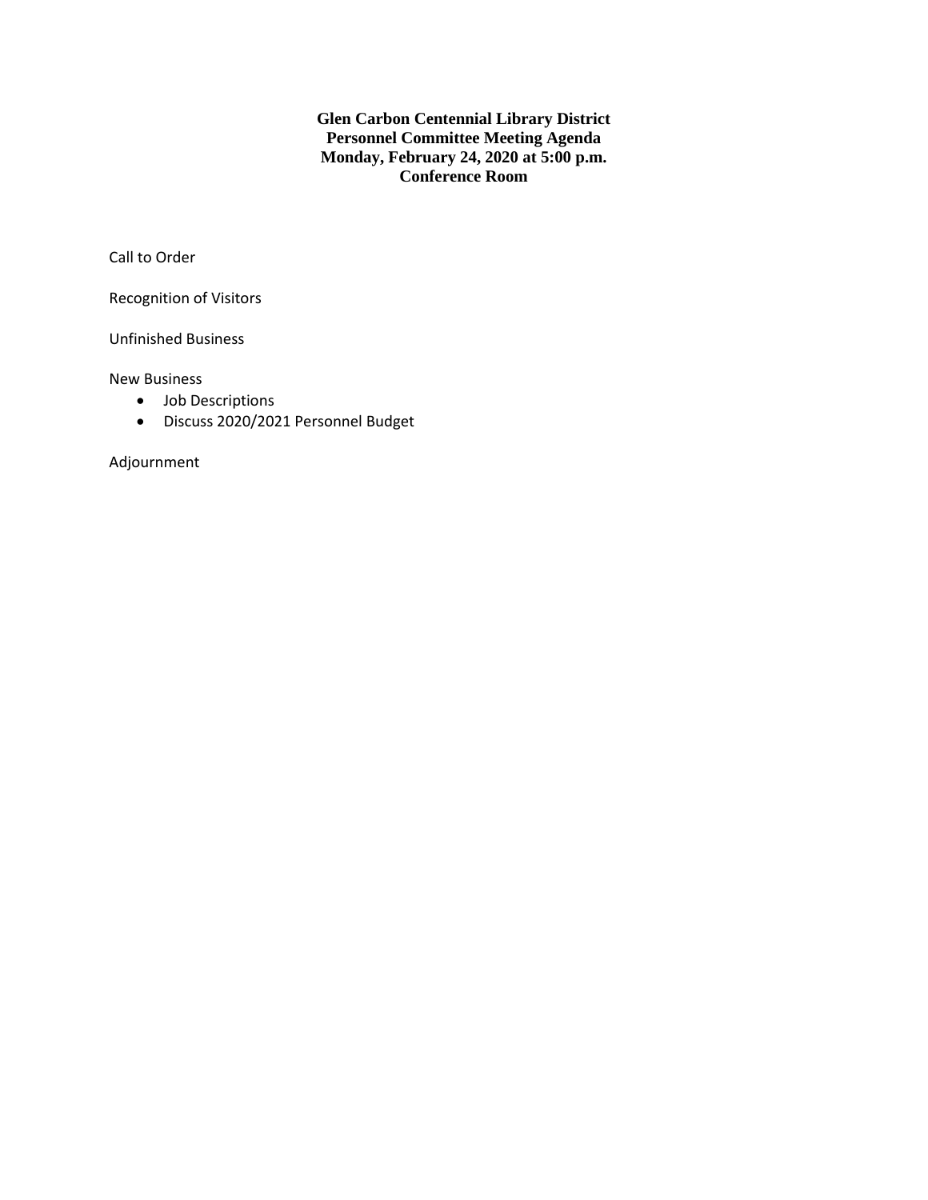**Glen Carbon Centennial Library District**
**Personnel Committee Meeting Agenda**
**Monday, February 24, 2020 at 5:00 p.m.**
**Conference Room**

Call to Order

Recognition of Visitors

Unfinished Business

New Business

- Job Descriptions
- Discuss 2020/2021 Personnel Budget

Adjournment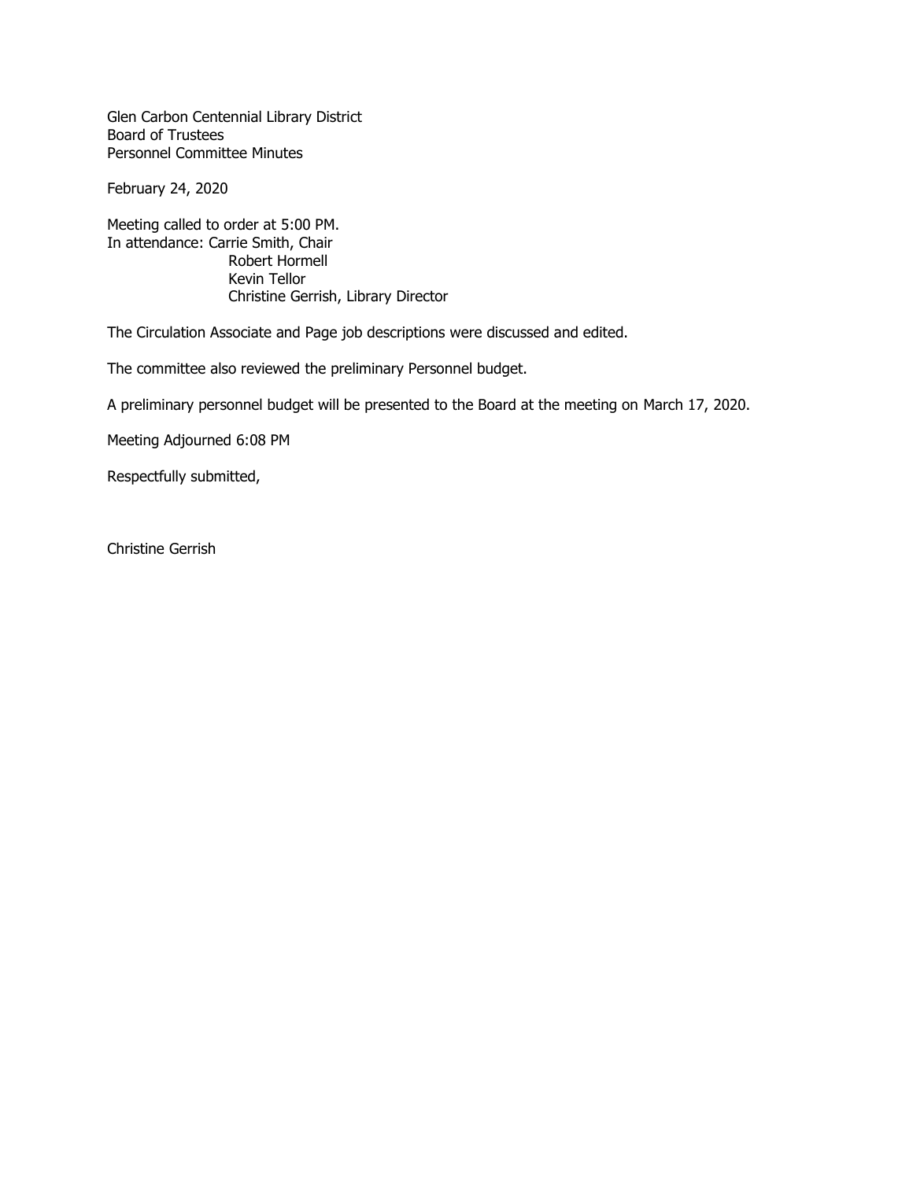Glen Carbon Centennial Library District
Board of Trustees
Personnel Committee Minutes

February 24, 2020

Meeting called to order at 5:00 PM.
In attendance: Carrie Smith, Chair
Robert Hormell
Kevin Tellor
Christine Gerrish, Library Director

The Circulation Associate and Page job descriptions were discussed and edited.

The committee also reviewed the preliminary Personnel budget.

A preliminary personnel budget will be presented to the Board at the meeting on March 17, 2020.

Meeting Adjourned 6:08 PM

Respectfully submitted,

Christine Gerrish